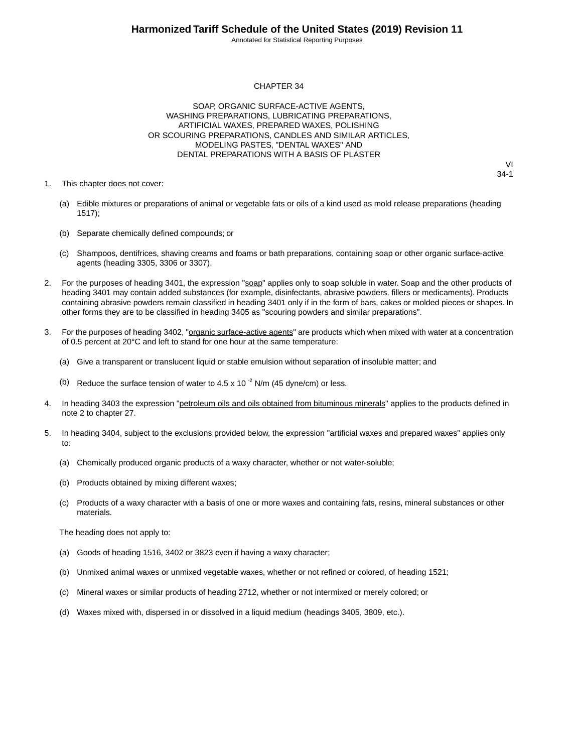# CHAPTER 34

## SOAP, ORGANIC SURFACE-ACTIVE AGENTS, WASHING PREPARATIONS, LUBRICATING PREPARATIONS, ARTIFICIAL WAXES, PREPARED WAXES, POLISHING OR SCOURING PREPARATIONS, CANDLES AND SIMILAR ARTICLES, MODELING PASTES, "DENTAL WAXES" AND DENTAL PREPARATIONS WITH A BASIS OF PLASTER

VI
34-1

1. This chapter does not cover:

   (a) Edible mixtures or preparations of animal or vegetable fats or oils of a kind used as mold release preparations (heading 1517);

   (b) Separate chemically defined compounds; or

   (c) Shampoos, dentifrices, shaving creams and foams or bath preparations, containing soap or other organic surface-active agents (heading 3305, 3306 or 3307).

2. For the purposes of heading 3401, the expression "soap" applies only to soap soluble in water. Soap and the other products of heading 3401 may contain added substances (for example, disinfectants, abrasive powders, fillers or medicaments). Products containing abrasive powders remain classified in heading 3401 only if in the form of bars, cakes or molded pieces or shapes. In other forms they are to be classified in heading 3405 as "scouring powders and similar preparations".

3. For the purposes of heading 3402, "organic surface-active agents" are products which when mixed with water at a concentration of 0.5 percent at 20°C and left to stand for one hour at the same temperature:

   (a) Give a transparent or translucent liquid or stable emulsion without separation of insoluble matter; and

   (b) Reduce the surface tension of water to $4.5 \times 10^{-2}$ N/m (45 dyne/cm) or less.

4. In heading 3403 the expression "petroleum oils and oils obtained from bituminous minerals" applies to the products defined in note 2 to chapter 27.

5. In heading 3404, subject to the exclusions provided below, the expression "artificial waxes and prepared waxes" applies only to:

   (a) Chemically produced organic products of a waxy character, whether or not water-soluble;

   (b) Products obtained by mixing different waxes;

   (c) Products of a waxy character with a basis of one or more waxes and containing fats, resins, mineral substances or other materials.

   The heading does not apply to:

   (a) Goods of heading 1516, 3402 or 3823 even if having a waxy character;

   (b) Unmixed animal waxes or unmixed vegetable waxes, whether or not refined or colored, of heading 1521;

   (c) Mineral waxes or similar products of heading 2712, whether or not intermixed or merely colored; or

   (d) Waxes mixed with, dispersed in or dissolved in a liquid medium (headings 3405, 3809, etc.).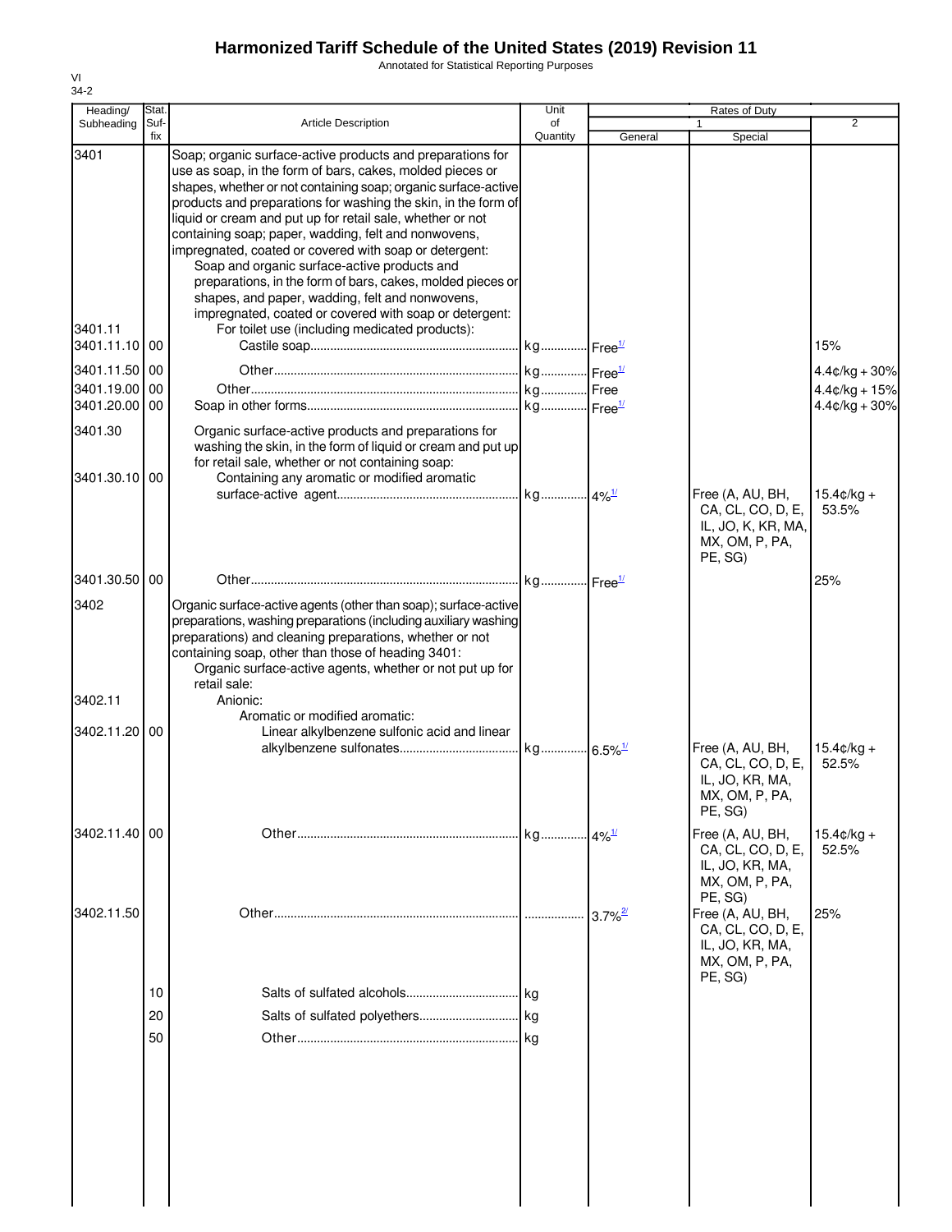# Harmonized Tariff Schedule of the United States (2019) Revision 11

Annotated for Statistical Reporting Purposes

VI
34-2

| Heading/ Subheading | Stat. Suf- fix | Article Description | Unit of Quantity | Rates of Duty | | |
|---|---|---|---|---|---|---|
| | | | | 1 | | 2 |
| | | | | General | Special | |
| 3401 | | Soap; organic surface-active products and preparations for use as soap, in the form of bars, cakes, molded pieces or shapes, whether or not containing soap; organic surface-active products and preparations for washing the skin, in the form of liquid or cream and put up for retail sale, whether or not containing soap; paper, wadding, felt and nonwovens, impregnated, coated or covered with soap or detergent: | | | | |
| | | Soap and organic surface-active products and preparations, in the form of bars, cakes, molded pieces or shapes, and paper, wadding, felt and nonwovens, impregnated, coated or covered with soap or detergent: | | | | |
| 3401.11 | | For toilet use (including medicated products): | | | | |
| 3401.11.10 | 00 | Castile soap | kg | Free[1/] | | 15% |
| 3401.11.50 | 00 | Other | kg | Free[1/] | | 4.4¢/kg + 30% |
| 3401.19.00 | 00 | Other | kg | Free | | 4.4¢/kg + 15% |
| 3401.20.00 | 00 | Soap in other forms | kg | Free[1/] | | 4.4¢/kg + 30% |
| 3401.30 | | Organic surface-active products and preparations for washing the skin, in the form of liquid or cream and put up for retail sale, whether or not containing soap: | | | | |
| 3401.30.10 | 00 | Containing any aromatic or modified aromatic surface-active agent | kg | 4%[1/] | Free (A, AU, BH, CA, CL, CO, D, E, IL, JO, K, KR, MA, MX, OM, P, PA, PE, SG) | 15.4¢/kg + 53.5% |
| 3401.30.50 | 00 | Other | kg | Free[1/] | | 25% |
| 3402 | | Organic surface-active agents (other than soap); surface-active preparations, washing preparations (including auxiliary washing preparations) and cleaning preparations, whether or not containing soap, other than those of heading 3401: | | | | |
| | | Organic surface-active agents, whether or not put up for retail sale: | | | | |
| 3402.11 | | Anionic: | | | | |
| | | Aromatic or modified aromatic: | | | | |
| 3402.11.20 | 00 | Linear alkylbenzene sulfonic acid and linear alkylbenzene sulfonates | kg | 6.5%[1/] | Free (A, AU, BH, CA, CL, CO, D, E, IL, JO, KR, MA, MX, OM, P, PA, PE, SG) | 15.4¢/kg + 52.5% |
| 3402.11.40 | 00 | Other | kg | 4%[1/] | Free (A, AU, BH, CA, CL, CO, D, E, IL, JO, KR, MA, MX, OM, P, PA, PE, SG) | 15.4¢/kg + 52.5% |
| 3402.11.50 | | Other | | 3.7%[2/] | Free (A, AU, BH, CA, CL, CO, D, E, IL, JO, KR, MA, MX, OM, P, PA, PE, SG) | 25% |
| | 10 | Salts of sulfated alcohols | kg | | | |
| | 20 | Salts of sulfated polyethers | kg | | | |
| | 50 | Other | kg | | | |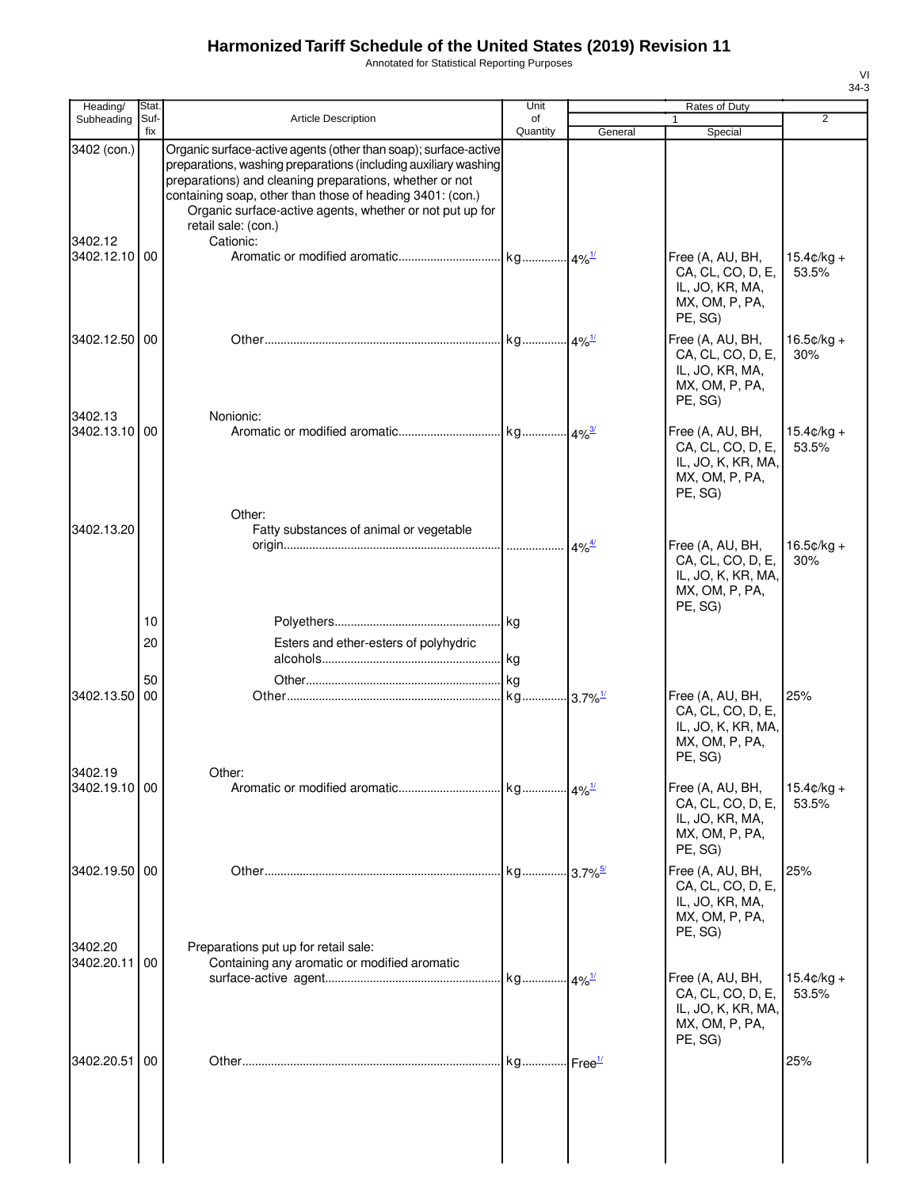# Harmonized Tariff Schedule of the United States (2019) Revision 11

Annotated for Statistical Reporting Purposes

| Heading/ Subheading | Stat. Suf- fix | Article Description | Unit of Quantity | Rates of Duty 1 General | Special | 2 |
|---|---|---|---|---|---|---|
| 3402 (con.) | | Organic surface-active agents (other than soap); surface-active preparations, washing preparations (including auxiliary washing preparations) and cleaning preparations, whether or not containing soap, other than those of heading 3401: (con.) | | | | |
| | | Organic surface-active agents, whether or not put up for retail sale: (con.) | | | | |
| 3402.12 | | Cationic: | | | | |
| 3402.12.10 | 00 | Aromatic or modified aromatic | kg | 4%[1/] | Free (A, AU, BH, CA, CL, CO, D, E, IL, JO, KR, MA, MX, OM, P, PA, PE, SG) | 15.4¢/kg + 53.5% |
| 3402.12.50 | 00 | Other | kg | 4%[1/] | Free (A, AU, BH, CA, CL, CO, D, E, IL, JO, KR, MA, MX, OM, P, PA, PE, SG) | 16.5¢/kg + 30% |
| 3402.13 | | Nonionic: | | | | |
| 3402.13.10 | 00 | Aromatic or modified aromatic | kg | 4%[3/] | Free (A, AU, BH, CA, CL, CO, D, E, IL, JO, K, KR, MA, MX, OM, P, PA, PE, SG) | 15.4¢/kg + 53.5% |
| | | Other: | | | | |
| 3402.13.20 | | Fatty substances of animal or vegetable origin | | 4%[4/] | Free (A, AU, BH, CA, CL, CO, D, E, IL, JO, K, KR, MA, MX, OM, P, PA, PE, SG) | 16.5¢/kg + 30% |
| | 10 | Polyethers | kg | | | |
| | 20 | Esters and ether-esters of polyhydric alcohols | kg | | | |
| | 50 | Other | kg | | | |
| 3402.13.50 | 00 | Other | kg | 3.7%[1/] | Free (A, AU, BH, CA, CL, CO, D, E, IL, JO, K, KR, MA, MX, OM, P, PA, PE, SG) | 25% |
| 3402.19 | | Other: | | | | |
| 3402.19.10 | 00 | Aromatic or modified aromatic | kg | 4%[1/] | Free (A, AU, BH, CA, CL, CO, D, E, IL, JO, KR, MA, MX, OM, P, PA, PE, SG) | 15.4¢/kg + 53.5% |
| 3402.19.50 | 00 | Other | kg | 3.7%[5/] | Free (A, AU, BH, CA, CL, CO, D, E, IL, JO, KR, MA, MX, OM, P, PA, PE, SG) | 25% |
| 3402.20 | | Preparations put up for retail sale: | | | | |
| 3402.20.11 | 00 | Containing any aromatic or modified aromatic surface-active agent | kg | 4%[1/] | Free (A, AU, BH, CA, CL, CO, D, E, IL, JO, K, KR, MA, MX, OM, P, PA, PE, SG) | 15.4¢/kg + 53.5% |
| 3402.20.51 | 00 | Other | kg | Free[1/] | | 25% |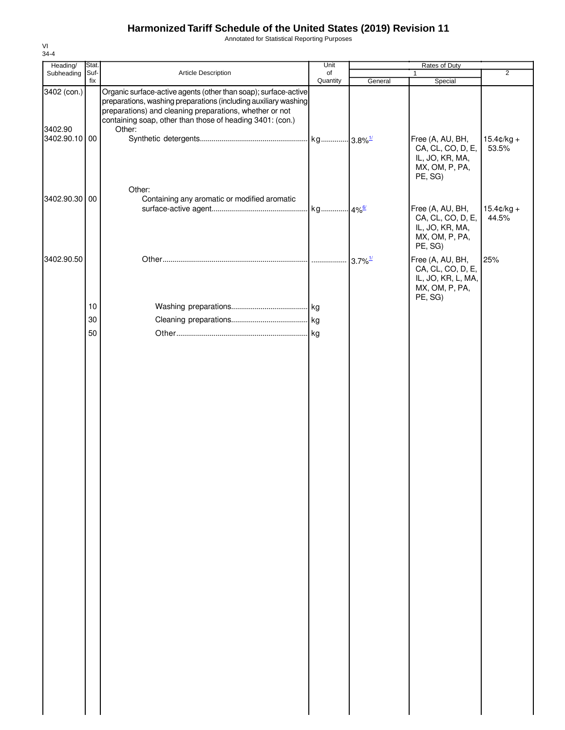# Harmonized Tariff Schedule of the United States (2019) Revision 11

Annotated for Statistical Reporting Purposes

VI
34-4

| Heading/ Subheading | Stat. Suf- fix | Article Description | Unit of Quantity | Rates of Duty 1 General | Special | 2 |
|---|---|---|---|---|---|---|
| 3402 (con.) | | Organic surface-active agents (other than soap); surface-active preparations, washing preparations (including auxiliary washing preparations) and cleaning preparations, whether or not containing soap, other than those of heading 3401: (con.) | | | | |
| 3402.90 | | Other: | | | | |
| 3402.90.10 | 00 | Synthetic detergents | kg | 3.8%[1/] | Free (A, AU, BH, CA, CL, CO, D, E, IL, JO, KR, MA, MX, OM, P, PA, PE, SG) | 15.4¢/kg + 53.5% |
| | | Other: | | | | |
| 3402.90.30 | 00 | Containing any aromatic or modified aromatic surface-active agent | kg | 4%[6/] | Free (A, AU, BH, CA, CL, CO, D, E, IL, JO, KR, MA, MX, OM, P, PA, PE, SG) | 15.4¢/kg + 44.5% |
| 3402.90.50 | | Other | | 3.7%[1/] | Free (A, AU, BH, CA, CL, CO, D, E, IL, JO, KR, L, MA, MX, OM, P, PA, PE, SG) | 25% |
| | 10 | Washing preparations | kg | | | |
| | 30 | Cleaning preparations | kg | | | |
| | 50 | Other | kg | | | |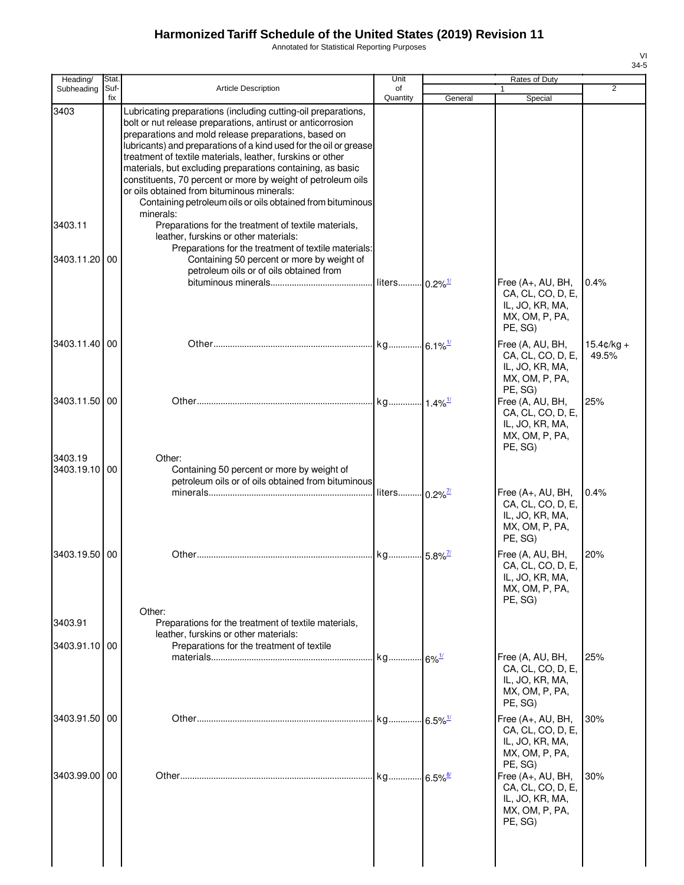# Harmonized Tariff Schedule of the United States (2019) Revision 11

Annotated for Statistical Reporting Purposes

| Heading/ Subheading | Stat. Suf- fix | Article Description | Unit of Quantity | Rates of Duty 1 General | Special | 2 |
|---|---|---|---|---|---|---|
| 3403 | | Lubricating preparations (including cutting-oil preparations, bolt or nut release preparations, antirust or anticorrosion preparations and mold release preparations, based on lubricants) and preparations of a kind used for the oil or grease treatment of textile materials, leather, furskins or other materials, but excluding preparations containing, as basic constituents, 70 percent or more by weight of petroleum oils or oils obtained from bituminous minerals: | | | | |
| | | Containing petroleum oils or oils obtained from bituminous minerals: | | | | |
| 3403.11 | | Preparations for the treatment of textile materials, leather, furskins or other materials: | | | | |
| | | Preparations for the treatment of textile materials: | | | | |
| 3403.11.20 | 00 | Containing 50 percent or more by weight of petroleum oils or of oils obtained from bituminous minerals | liters | 0.2%[1/] | Free (A+, AU, BH, CA, CL, CO, D, E, IL, JO, KR, MA, MX, OM, P, PA, PE, SG) | 0.4% |
| 3403.11.40 | 00 | Other | kg | 6.1%[1/] | Free (A, AU, BH, CA, CL, CO, D, E, IL, JO, KR, MA, MX, OM, P, PA, PE, SG) | 15.4¢/kg + 49.5% |
| 3403.11.50 | 00 | Other | kg | 1.4%[1/] | Free (A, AU, BH, CA, CL, CO, D, E, IL, JO, KR, MA, MX, OM, P, PA, PE, SG) | 25% |
| 3403.19 | | Other: | | | | |
| 3403.19.10 | 00 | Containing 50 percent or more by weight of petroleum oils or of oils obtained from bituminous minerals | liters | 0.2%[7/] | Free (A+, AU, BH, CA, CL, CO, D, E, IL, JO, KR, MA, MX, OM, P, PA, PE, SG) | 0.4% |
| 3403.19.50 | 00 | Other | kg | 5.8%[7/] | Free (A, AU, BH, CA, CL, CO, D, E, IL, JO, KR, MA, MX, OM, P, PA, PE, SG) | 20% |
| | | Other: | | | | |
| 3403.91 | | Preparations for the treatment of textile materials, leather, furskins or other materials: | | | | |
| 3403.91.10 | 00 | Preparations for the treatment of textile materials | kg | 6%[1/] | Free (A, AU, BH, CA, CL, CO, D, E, IL, JO, KR, MA, MX, OM, P, PA, PE, SG) | 25% |
| 3403.91.50 | 00 | Other | kg | 6.5%[1/] | Free (A+, AU, BH, CA, CL, CO, D, E, IL, JO, KR, MA, MX, OM, P, PA, PE, SG) | 30% |
| 3403.99.00 | 00 | Other | kg | 6.5%[8/] | Free (A+, AU, BH, CA, CL, CO, D, E, IL, JO, KR, MA, MX, OM, P, PA, PE, SG) | 30% |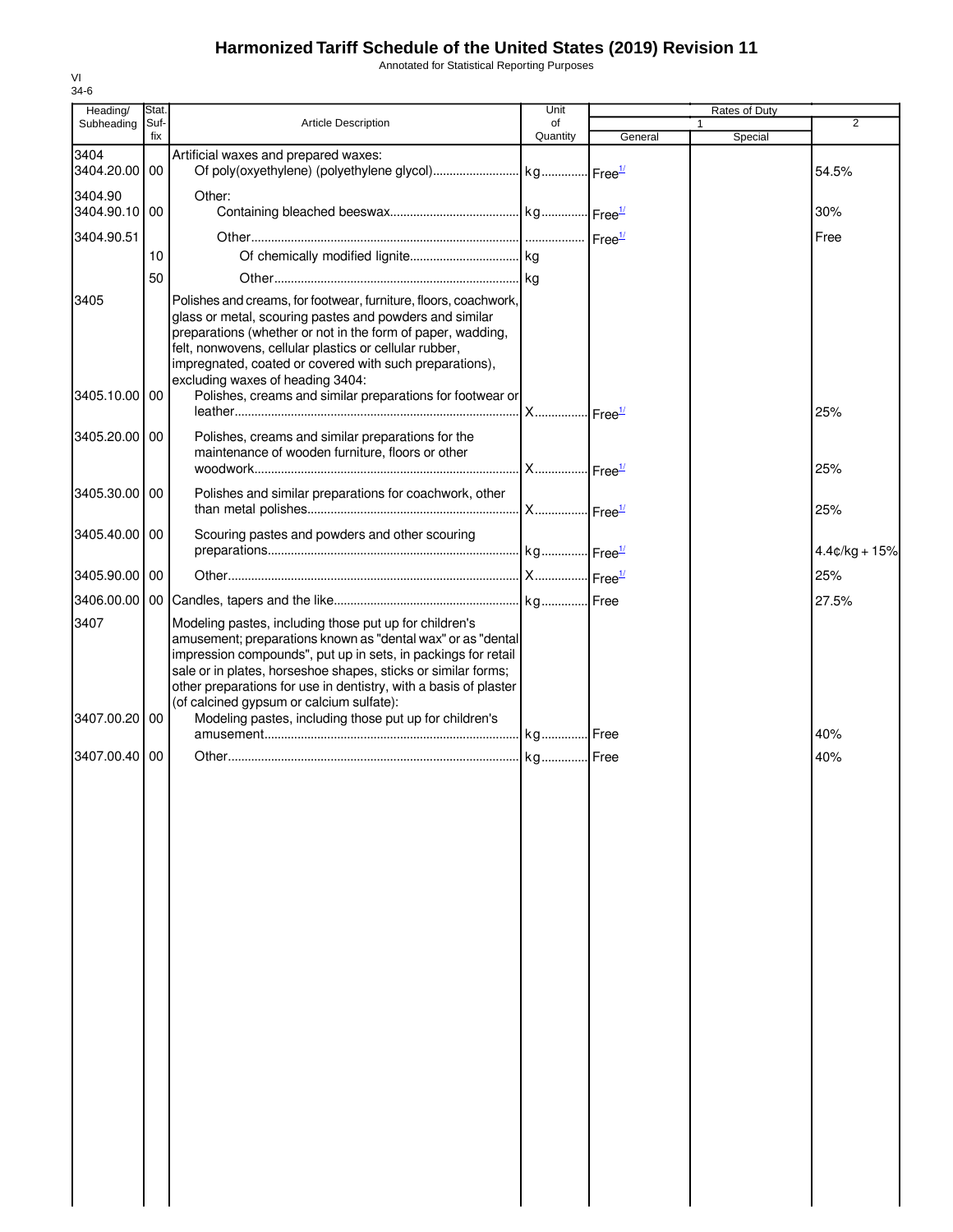# Harmonized Tariff Schedule of the United States (2019) Revision 11

Annotated for Statistical Reporting Purposes

VI
34-6

| Heading/ Subheading | Stat. Suf-fix | Article Description | Unit of Quantity | Rates of Duty 1 General | Special | 2 |
|---|---|---|---|---|---|---|
| 3404 | | Artificial waxes and prepared waxes: | | | | |
| 3404.20.00 | 00 | Of poly(oxyethylene) (polyethylene glycol) | kg | Free[1/] | | 54.5% |
| 3404.90 | | Other: | | | | |
| 3404.90.10 | 00 | Containing bleached beeswax | kg | Free[1/] | | 30% |
| 3404.90.51 | | Other | | Free[1/] | | Free |
| | 10 | Of chemically modified lignite | kg | | | |
| | 50 | Other | kg | | | |
| 3405 | | Polishes and creams, for footwear, furniture, floors, coachwork, glass or metal, scouring pastes and powders and similar preparations (whether or not in the form of paper, wadding, felt, nonwovens, cellular plastics or cellular rubber, impregnated, coated or covered with such preparations), excluding waxes of heading 3404: | | | | |
| 3405.10.00 | 00 | Polishes, creams and similar preparations for footwear or leather | X | Free[1/] | | 25% |
| 3405.20.00 | 00 | Polishes, creams and similar preparations for the maintenance of wooden furniture, floors or other woodwork | X | Free[1/] | | 25% |
| 3405.30.00 | 00 | Polishes and similar preparations for coachwork, other than metal polishes | X | Free[1/] | | 25% |
| 3405.40.00 | 00 | Scouring pastes and powders and other scouring preparations | kg | Free[1/] | | 4.4¢/kg + 15% |
| 3405.90.00 | 00 | Other | X | Free[1/] | | 25% |
| 3406.00.00 | 00 | Candles, tapers and the like | kg | Free | | 27.5% |
| 3407 | | Modeling pastes, including those put up for children's amusement; preparations known as "dental wax" or as "dental impression compounds", put up in sets, in packings for retail sale or in plates, horseshoe shapes, sticks or similar forms; other preparations for use in dentistry, with a basis of plaster (of calcined gypsum or calcium sulfate): | | | | |
| 3407.00.20 | 00 | Modeling pastes, including those put up for children's amusement | kg | Free | | 40% |
| 3407.00.40 | 00 | Other | kg | Free | | 40% |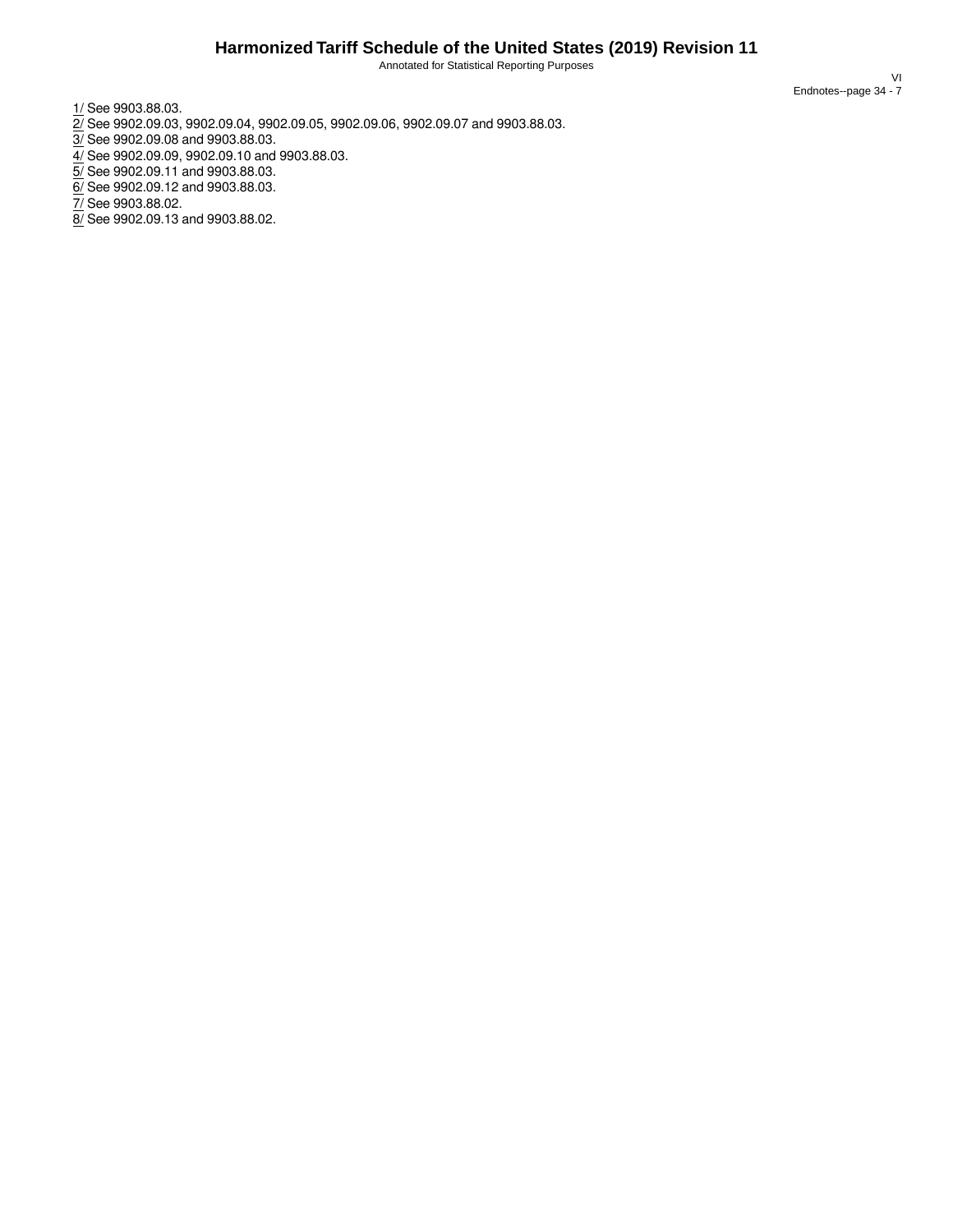1/ See 9903.88.03.

2/ See 9902.09.03, 9902.09.04, 9902.09.05, 9902.09.06, 9902.09.07 and 9903.88.03.

3/ See 9902.09.08 and 9903.88.03.

4/ See 9902.09.09, 9902.09.10 and 9903.88.03.

5/ See 9902.09.11 and 9903.88.03.

6/ See 9902.09.12 and 9903.88.03.

7/ See 9903.88.02.

8/ See 9902.09.13 and 9903.88.02.